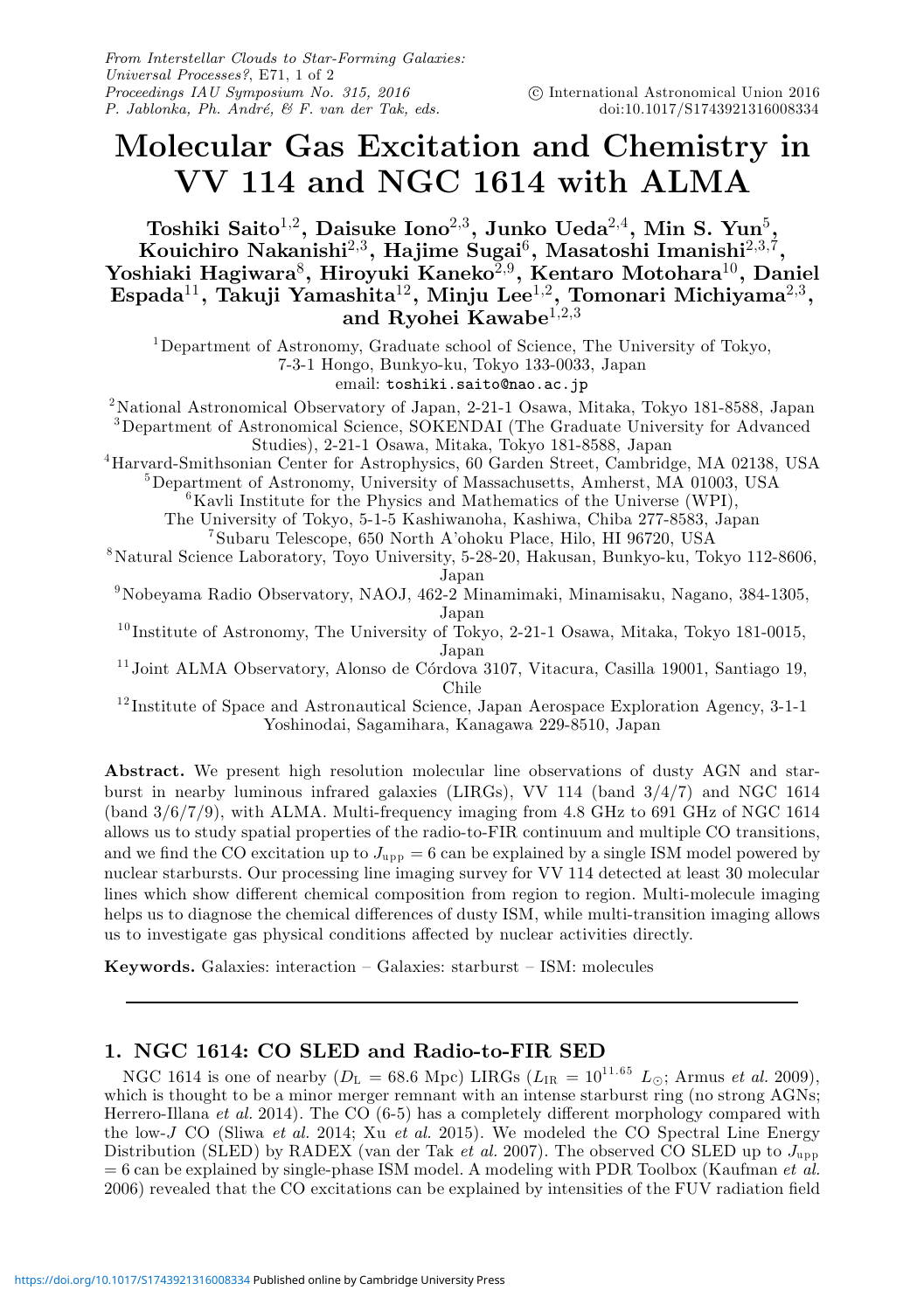# Molecular Gas Excitation and Chemistry in VV 114 and NGC 1614 with ALMA

**Toshiki Saito[1,2], Daisuke Iono[2,3], Junko Ueda[2,4], Min S. Yun[5], Kouichiro Nakanishi[2,3], Hajime Sugai[6], Masatoshi Imanishi[2,3,7], Yoshiaki Hagiwara[8], Hiroyuki Kaneko[2,9], Kentaro Motohara[10], Daniel Espada[11], Takuji Yamashita[12], Minju Lee[1,2], Tomonari Michiyama[2,3], and Ryohei Kawabe[1,2,3]**

[1]Department of Astronomy, Graduate school of Science, The University of Tokyo, 7-3-1 Hongo, Bunkyo-ku, Tokyo 133-0033, Japan
email: toshiki.saito@nao.ac.jp

[2]National Astronomical Observatory of Japan, 2-21-1 Osawa, Mitaka, Tokyo 181-8588, Japan

[3]Department of Astronomical Science, SOKENDAI (The Graduate University for Advanced Studies), 2-21-1 Osawa, Mitaka, Tokyo 181-8588, Japan

[4]Harvard-Smithsonian Center for Astrophysics, 60 Garden Street, Cambridge, MA 02138, USA

[5]Department of Astronomy, University of Massachusetts, Amherst, MA 01003, USA

[6]Kavli Institute for the Physics and Mathematics of the Universe (WPI), The University of Tokyo, 5-1-5 Kashiwanoha, Kashiwa, Chiba 277-8583, Japan

[7]Subaru Telescope, 650 North A'ohoku Place, Hilo, HI 96720, USA

[8]Natural Science Laboratory, Toyo University, 5-28-20, Hakusan, Bunkyo-ku, Tokyo 112-8606, Japan

[9]Nobeyama Radio Observatory, NAOJ, 462-2 Minamimaki, Minamisaku, Nagano, 384-1305, Japan

[10]Institute of Astronomy, The University of Tokyo, 2-21-1 Osawa, Mitaka, Tokyo 181-0015, Japan

[11]Joint ALMA Observatory, Alonso de Córdova 3107, Vitacura, Casilla 19001, Santiago 19, Chile

[12]Institute of Space and Astronautical Science, Japan Aerospace Exploration Agency, 3-1-1 Yoshinodai, Sagamihara, Kanagawa 229-8510, Japan

**Abstract.** We present high resolution molecular line observations of dusty AGN and starburst in nearby luminous infrared galaxies (LIRGs), VV 114 (band 3/4/7) and NGC 1614 (band 3/6/7/9), with ALMA. Multi-frequency imaging from 4.8 GHz to 691 GHz of NGC 1614 allows us to study spatial properties of the radio-to-FIR continuum and multiple CO transitions, and we find the CO excitation up to $J_{\rm upp} = 6$ can be explained by a single ISM model powered by nuclear starbursts. Our processing line imaging survey for VV 114 detected at least 30 molecular lines which show different chemical composition from region to region. Multi-molecule imaging helps us to diagnose the chemical differences of dusty ISM, while multi-transition imaging allows us to investigate gas physical conditions affected by nuclear activities directly.

**Keywords.** Galaxies: interaction – Galaxies: starburst – ISM: molecules

## 1. NGC 1614: CO SLED and Radio-to-FIR SED

NGC 1614 is one of nearby ($D_{\rm L}$ = 68.6 Mpc) LIRGs ($L_{\rm IR} = 10^{11.65}$ $L_{\odot}$; Armus *et al.* 2009), which is thought to be a minor merger remnant with an intense starburst ring (no strong AGNs; Herrero-Illana *et al.* 2014). The CO (6-5) has a completely different morphology compared with the low-*J* CO (Sliwa *et al.* 2014; Xu *et al.* 2015). We modeled the CO Spectral Line Energy Distribution (SLED) by RADEX (van der Tak *et al.* 2007). The observed CO SLED up to $J_{\rm upp}$ = 6 can be explained by single-phase ISM model. A modeling with PDR Toolbox (Kaufman *et al.* 2006) revealed that the CO excitations can be explained by intensities of the FUV radiation field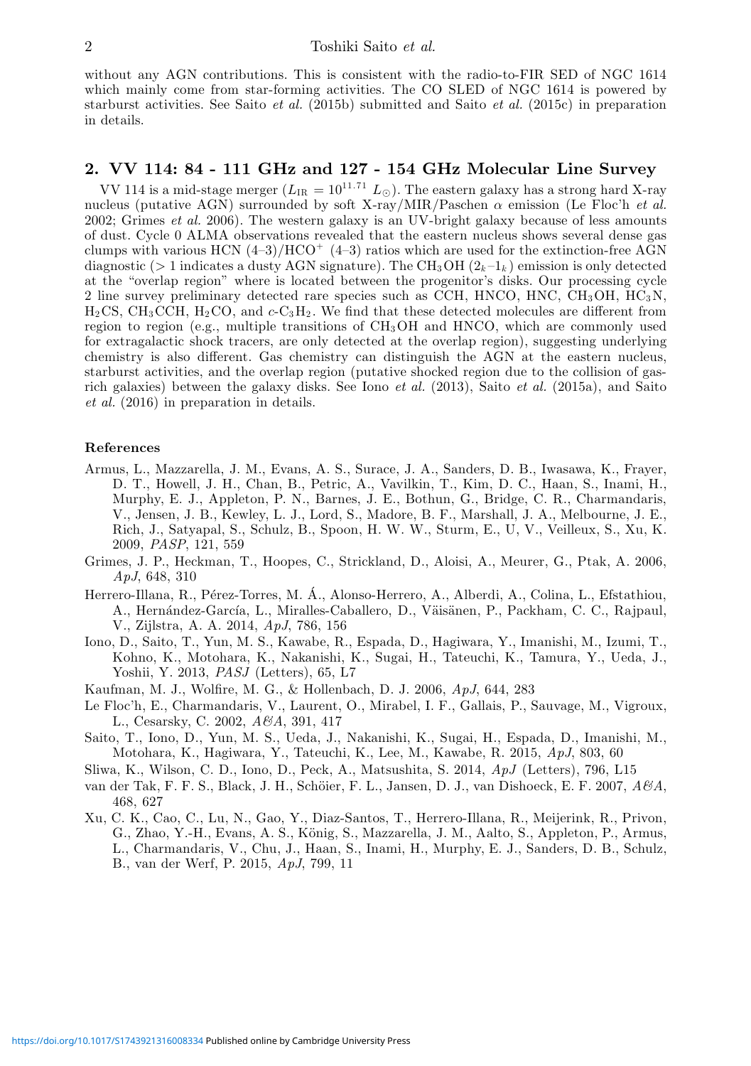without any AGN contributions. This is consistent with the radio-to-FIR SED of NGC 1614 which mainly come from star-forming activities. The CO SLED of NGC 1614 is powered by starburst activities. See Saito *et al.* (2015b) submitted and Saito *et al.* (2015c) in preparation in details.

## 2. VV 114: 84 - 111 GHz and 127 - 154 GHz Molecular Line Survey

VV 114 is a mid-stage merger ($L_{\rm IR} = 10^{11.71}$ $L_{\odot}$). The eastern galaxy has a strong hard X-ray nucleus (putative AGN) surrounded by soft X-ray/MIR/Paschen $\alpha$ emission (Le Floc'h *et al.* 2002; Grimes *et al.* 2006). The western galaxy is an UV-bright galaxy because of less amounts of dust. Cycle 0 ALMA observations revealed that the eastern nucleus shows several dense gas clumps with various HCN (4–3)/$HCO^+$ (4–3) ratios which are used for the extinction-free AGN diagnostic (> 1 indicates a dusty AGN signature). The $CH_3OH$ ($2_k$–$1_k$) emission is only detected at the "overlap region" where is located between the progenitor's disks. Our processing cycle 2 line survey preliminary detected rare species such as CCH, HNCO, HNC, $CH_3OH$, $HC_3N$, $H_2CS$, $CH_3CCH$, $H_2CO$, and $c$-$C_3H_2$. We find that these detected molecules are different from region to region (e.g., multiple transitions of $CH_3OH$ and HNCO, which are commonly used for extragalactic shock tracers, are only detected at the overlap region), suggesting underlying chemistry is also different. Gas chemistry can distinguish the AGN at the eastern nucleus, starburst activities, and the overlap region (putative shocked region due to the collision of gas-rich galaxies) between the galaxy disks. See Iono *et al.* (2013), Saito *et al.* (2015a), and Saito *et al.* (2016) in preparation in details.

### References

Armus, L., Mazzarella, J. M., Evans, A. S., Surace, J. A., Sanders, D. B., Iwasawa, K., Frayer, D. T., Howell, J. H., Chan, B., Petric, A., Vavilkin, T., Kim, D. C., Haan, S., Inami, H., Murphy, E. J., Appleton, P. N., Barnes, J. E., Bothun, G., Bridge, C. R., Charmandaris, V., Jensen, J. B., Kewley, L. J., Lord, S., Madore, B. F., Marshall, J. A., Melbourne, J. E., Rich, J., Satyapal, S., Schulz, B., Spoon, H. W. W., Sturm, E., U, V., Veilleux, S., Xu, K. 2009, *PASP*, 121, 559

Grimes, J. P., Heckman, T., Hoopes, C., Strickland, D., Aloisi, A., Meurer, G., Ptak, A. 2006, *ApJ*, 648, 310

Herrero-Illana, R., Pérez-Torres, M. Á., Alonso-Herrero, A., Alberdi, A., Colina, L., Efstathiou, A., Hernández-García, L., Miralles-Caballero, D., Väisänen, P., Packham, C. C., Rajpaul, V., Zijlstra, A. A. 2014, *ApJ*, 786, 156

Iono, D., Saito, T., Yun, M. S., Kawabe, R., Espada, D., Hagiwara, Y., Imanishi, M., Izumi, T., Kohno, K., Motohara, K., Nakanishi, K., Sugai, H., Tateuchi, K., Tamura, Y., Ueda, J., Yoshii, Y. 2013, *PASJ* (Letters), 65, L7

Kaufman, M. J., Wolfire, M. G., & Hollenbach, D. J. 2006, *ApJ*, 644, 283

Le Floc'h, E., Charmandaris, V., Laurent, O., Mirabel, I. F., Gallais, P., Sauvage, M., Vigroux, L., Cesarsky, C. 2002, *A&A*, 391, 417

Saito, T., Iono, D., Yun, M. S., Ueda, J., Nakanishi, K., Sugai, H., Espada, D., Imanishi, M., Motohara, K., Hagiwara, Y., Tateuchi, K., Lee, M., Kawabe, R. 2015, *ApJ*, 803, 60

Sliwa, K., Wilson, C. D., Iono, D., Peck, A., Matsushita, S. 2014, *ApJ* (Letters), 796, L15

van der Tak, F. F. S., Black, J. H., Schöier, F. L., Jansen, D. J., van Dishoeck, E. F. 2007, *A&A*, 468, 627

Xu, C. K., Cao, C., Lu, N., Gao, Y., Diaz-Santos, T., Herrero-Illana, R., Meijerink, R., Privon, G., Zhao, Y.-H., Evans, A. S., König, S., Mazzarella, J. M., Aalto, S., Appleton, P., Armus, L., Charmandaris, V., Chu, J., Haan, S., Inami, H., Murphy, E. J., Sanders, D. B., Schulz, B., van der Werf, P. 2015, *ApJ*, 799, 11